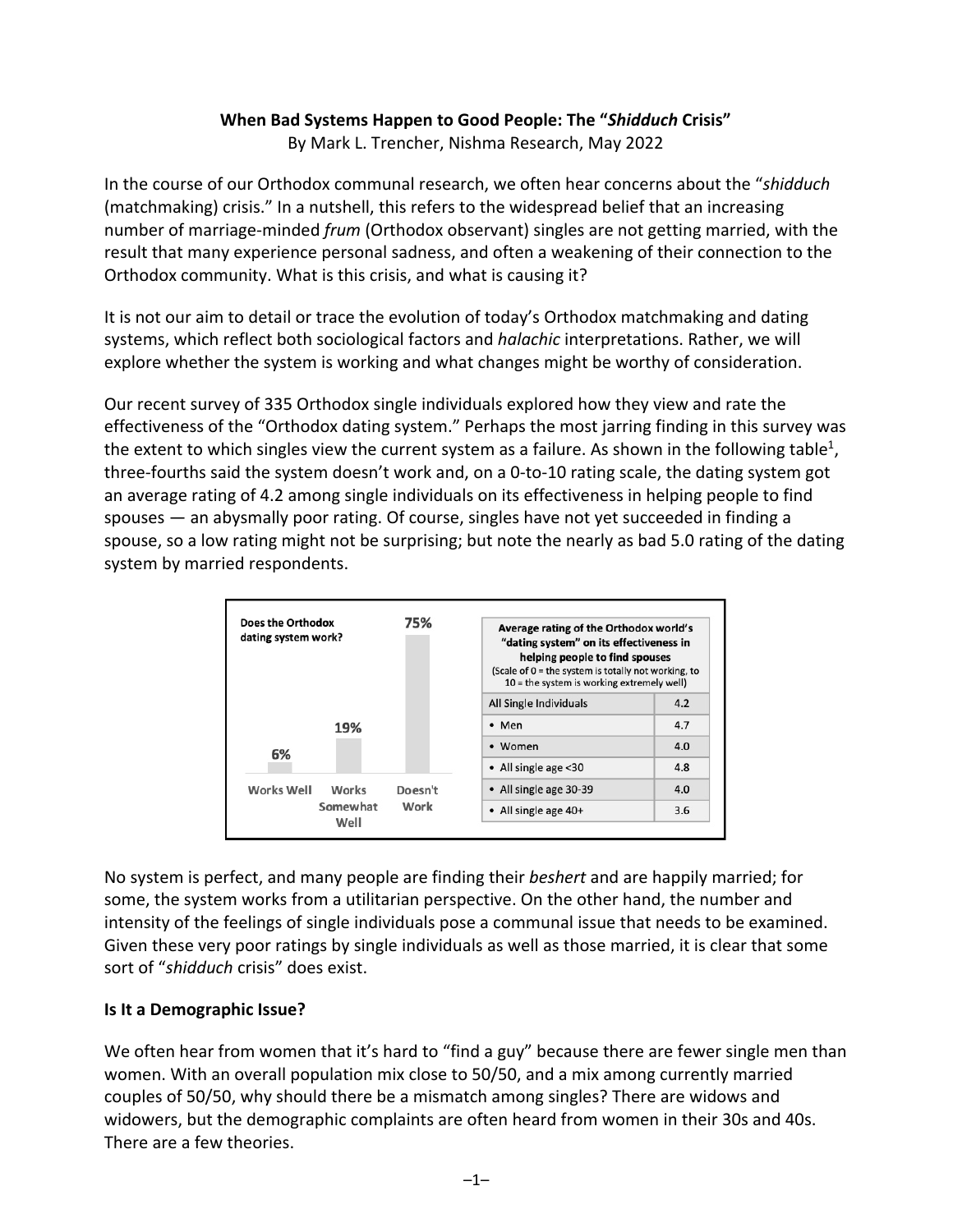**When Bad Systems Happen to Good People: The "*Shidduch* Crisis"**
By Mark L. Trencher, Nishma Research, May 2022

In the course of our Orthodox communal research, we often hear concerns about the "*shidduch* (matchmaking) crisis." In a nutshell, this refers to the widespread belief that an increasing number of marriage-minded *frum* (Orthodox observant) singles are not getting married, with the result that many experience personal sadness, and often a weakening of their connection to the Orthodox community. What is this crisis, and what is causing it?

It is not our aim to detail or trace the evolution of today's Orthodox matchmaking and dating systems, which reflect both sociological factors and *halachic* interpretations. Rather, we will explore whether the system is working and what changes might be worthy of consideration.

Our recent survey of 335 Orthodox single individuals explored how they view and rate the effectiveness of the "Orthodox dating system." Perhaps the most jarring finding in this survey was the extent to which singles view the current system as a failure. As shown in the following table[1], three-fourths said the system doesn't work and, on a 0-to-10 rating scale, the dating system got an average rating of 4.2 among single individuals on its effectiveness in helping people to find spouses — an abysmally poor rating. Of course, singles have not yet succeeded in finding a spouse, so a low rating might not be surprising; but note the nearly as bad 5.0 rating of the dating system by married respondents.

**Does the Orthodox dating system work?**

| Works Well | Works Somewhat Well | Doesn't Work |
|---|---|---|
| 6% | 19% | 75% |

| **Average rating of the Orthodox world's "dating system" on its effectiveness in helping people to find spouses** (Scale of 0 = the system is totally not working, to 10 = the system is working extremely well) | |
|---|---|
| All Single Individuals | 4.2 |
| • Men | 4.7 |
| • Women | 4.0 |
| • All single age <30 | 4.8 |
| • All single age 30-39 | 4.0 |
| • All single age 40+ | 3.6 |

No system is perfect, and many people are finding their *beshert* and are happily married; for some, the system works from a utilitarian perspective. On the other hand, the number and intensity of the feelings of single individuals pose a communal issue that needs to be examined. Given these very poor ratings by single individuals as well as those married, it is clear that some sort of "*shidduch* crisis" does exist.

### Is It a Demographic Issue?

We often hear from women that it's hard to "find a guy" because there are fewer single men than women. With an overall population mix close to 50/50, and a mix among currently married couples of 50/50, why should there be a mismatch among singles? There are widows and widowers, but the demographic complaints are often heard from women in their 30s and 40s. There are a few theories.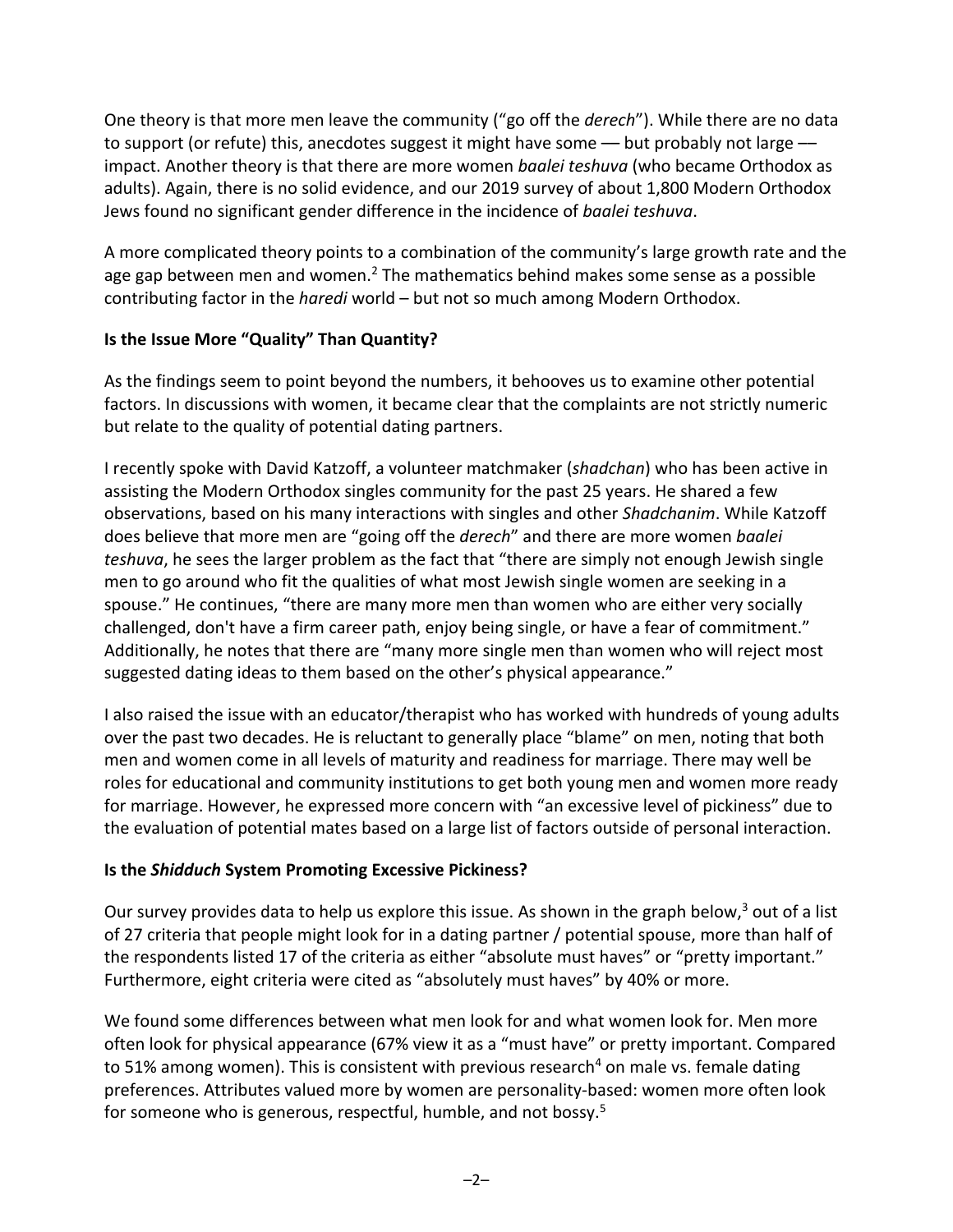One theory is that more men leave the community ("go off the *derech*"). While there are no data to support (or refute) this, anecdotes suggest it might have some –– but probably not large –– impact. Another theory is that there are more women *baalei teshuva* (who became Orthodox as adults). Again, there is no solid evidence, and our 2019 survey of about 1,800 Modern Orthodox Jews found no significant gender difference in the incidence of *baalei teshuva*.

A more complicated theory points to a combination of the community's large growth rate and the age gap between men and women.[2] The mathematics behind makes some sense as a possible contributing factor in the *haredi* world – but not so much among Modern Orthodox.

**Is the Issue More "Quality" Than Quantity?**

As the findings seem to point beyond the numbers, it behooves us to examine other potential factors. In discussions with women, it became clear that the complaints are not strictly numeric but relate to the quality of potential dating partners.

I recently spoke with David Katzoff, a volunteer matchmaker (*shadchan*) who has been active in assisting the Modern Orthodox singles community for the past 25 years. He shared a few observations, based on his many interactions with singles and other *Shadchanim*. While Katzoff does believe that more men are "going off the *derech*" and there are more women *baalei teshuva*, he sees the larger problem as the fact that "there are simply not enough Jewish single men to go around who fit the qualities of what most Jewish single women are seeking in a spouse." He continues, "there are many more men than women who are either very socially challenged, don't have a firm career path, enjoy being single, or have a fear of commitment." Additionally, he notes that there are "many more single men than women who will reject most suggested dating ideas to them based on the other's physical appearance."

I also raised the issue with an educator/therapist who has worked with hundreds of young adults over the past two decades. He is reluctant to generally place "blame" on men, noting that both men and women come in all levels of maturity and readiness for marriage. There may well be roles for educational and community institutions to get both young men and women more ready for marriage. However, he expressed more concern with "an excessive level of pickiness" due to the evaluation of potential mates based on a large list of factors outside of personal interaction.

**Is the *Shidduch* System Promoting Excessive Pickiness?**

Our survey provides data to help us explore this issue. As shown in the graph below,[3] out of a list of 27 criteria that people might look for in a dating partner / potential spouse, more than half of the respondents listed 17 of the criteria as either "absolute must haves" or "pretty important." Furthermore, eight criteria were cited as "absolutely must haves" by 40% or more.

We found some differences between what men look for and what women look for. Men more often look for physical appearance (67% view it as a "must have" or pretty important. Compared to 51% among women). This is consistent with previous research[4] on male vs. female dating preferences. Attributes valued more by women are personality-based: women more often look for someone who is generous, respectful, humble, and not bossy.[5]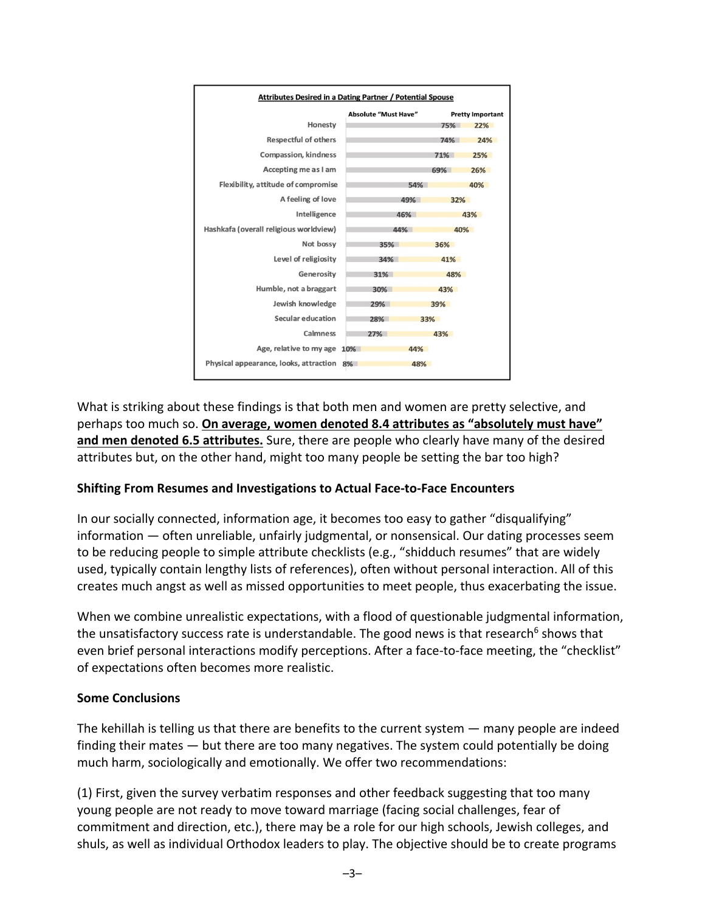**Attributes Desired in a Dating Partner / Potential Spouse**

| Attribute | Absolute "Must Have" | Pretty Important |
| --- | --- | --- |
| Honesty | 75% | 22% |
| Respectful of others | 74% | 24% |
| Compassion, kindness | 71% | 25% |
| Accepting me as I am | 69% | 26% |
| Flexibility, attitude of compromise | 54% | 40% |
| A feeling of love | 49% | 32% |
| Intelligence | 46% | 43% |
| Hashkafa (overall religious worldview) | 44% | 40% |
| Not bossy | 35% | 36% |
| Level of religiosity | 34% | 41% |
| Generosity | 31% | 48% |
| Humble, not a braggart | 30% | 43% |
| Jewish knowledge | 29% | 39% |
| Secular education | 28% | 33% |
| Calmness | 27% | 43% |
| Age, relative to my age | 10% | 44% |
| Physical appearance, looks, attraction | 8% | 48% |

What is striking about these findings is that both men and women are pretty selective, and perhaps too much so. **On average, women denoted 8.4 attributes as "absolutely must have" and men denoted 6.5 attributes.** Sure, there are people who clearly have many of the desired attributes but, on the other hand, might too many people be setting the bar too high?

### Shifting From Resumes and Investigations to Actual Face-to-Face Encounters

In our socially connected, information age, it becomes too easy to gather "disqualifying" information — often unreliable, unfairly judgmental, or nonsensical. Our dating processes seem to be reducing people to simple attribute checklists (e.g., "shidduch resumes" that are widely used, typically contain lengthy lists of references), often without personal interaction. All of this creates much angst as well as missed opportunities to meet people, thus exacerbating the issue.

When we combine unrealistic expectations, with a flood of questionable judgmental information, the unsatisfactory success rate is understandable. The good news is that research[6] shows that even brief personal interactions modify perceptions. After a face-to-face meeting, the "checklist" of expectations often becomes more realistic.

### Some Conclusions

The kehillah is telling us that there are benefits to the current system — many people are indeed finding their mates — but there are too many negatives. The system could potentially be doing much harm, sociologically and emotionally. We offer two recommendations:

(1) First, given the survey verbatim responses and other feedback suggesting that too many young people are not ready to move toward marriage (facing social challenges, fear of commitment and direction, etc.), there may be a role for our high schools, Jewish colleges, and shuls, as well as individual Orthodox leaders to play. The objective should be to create programs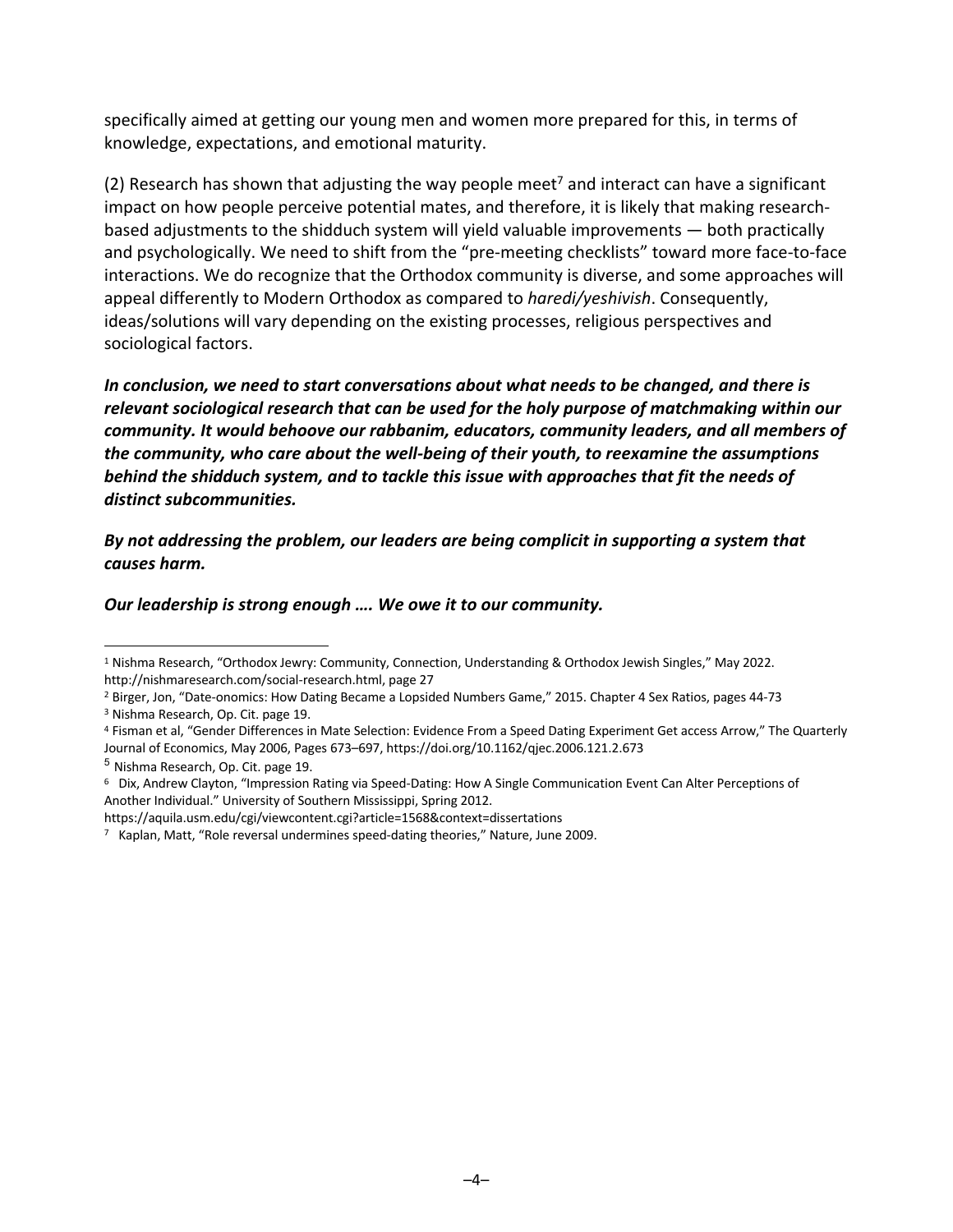specifically aimed at getting our young men and women more prepared for this, in terms of knowledge, expectations, and emotional maturity.

(2) Research has shown that adjusting the way people meet[7] and interact can have a significant impact on how people perceive potential mates, and therefore, it is likely that making research-based adjustments to the shidduch system will yield valuable improvements — both practically and psychologically. We need to shift from the "pre-meeting checklists" toward more face-to-face interactions. We do recognize that the Orthodox community is diverse, and some approaches will appeal differently to Modern Orthodox as compared to *haredi/yeshivish*. Consequently, ideas/solutions will vary depending on the existing processes, religious perspectives and sociological factors.

***In conclusion, we need to start conversations about what needs to be changed, and there is relevant sociological research that can be used for the holy purpose of matchmaking within our community. It would behoove our rabbanim, educators, community leaders, and all members of the community, who care about the well-being of their youth, to reexamine the assumptions behind the shidduch system, and to tackle this issue with approaches that fit the needs of distinct subcommunities.***

***By not addressing the problem, our leaders are being complicit in supporting a system that causes harm.***

***Our leadership is strong enough …. We owe it to our community.***

---

[1] Nishma Research, "Orthodox Jewry: Community, Connection, Understanding & Orthodox Jewish Singles," May 2022. http://nishmaresearch.com/social-research.html, page 27

[2] Birger, Jon, "Date-onomics: How Dating Became a Lopsided Numbers Game," 2015. Chapter 4 Sex Ratios, pages 44-73

[3] Nishma Research, Op. Cit. page 19.

[4] Fisman et al, "Gender Differences in Mate Selection: Evidence From a Speed Dating Experiment Get access Arrow," The Quarterly Journal of Economics, May 2006, Pages 673–697, https://doi.org/10.1162/qjec.2006.121.2.673

[5] Nishma Research, Op. Cit. page 19.

[6] Dix, Andrew Clayton, "Impression Rating via Speed-Dating: How A Single Communication Event Can Alter Perceptions of Another Individual." University of Southern Mississippi, Spring 2012. https://aquila.usm.edu/cgi/viewcontent.cgi?article=1568&context=dissertations

[7] Kaplan, Matt, "Role reversal undermines speed-dating theories," Nature, June 2009.